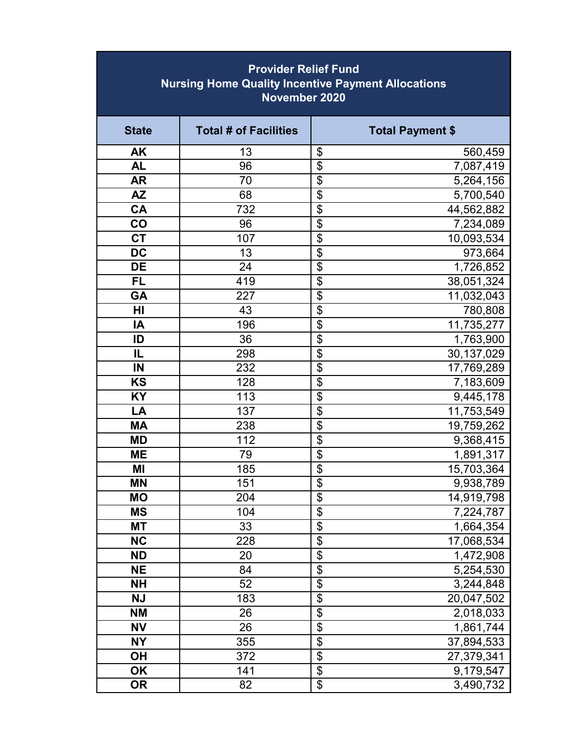| Provider Relief Fund<br>Nursing Home Quality Incentive Payment Allocations<br>November 2020 | | |
|---|---|---|
| **State** | **Total # of Facilities** | **Total Payment $** |
| AK | 13 | $ 560,459 |
| AL | 96 | $ 7,087,419 |
| AR | 70 | $ 5,264,156 |
| AZ | 68 | $ 5,700,540 |
| CA | 732 | $ 44,562,882 |
| CO | 96 | $ 7,234,089 |
| CT | 107 | $ 10,093,534 |
| DC | 13 | $ 973,664 |
| DE | 24 | $ 1,726,852 |
| FL | 419 | $ 38,051,324 |
| GA | 227 | $ 11,032,043 |
| HI | 43 | $ 780,808 |
| IA | 196 | $ 11,735,277 |
| ID | 36 | $ 1,763,900 |
| IL | 298 | $ 30,137,029 |
| IN | 232 | $ 17,769,289 |
| KS | 128 | $ 7,183,609 |
| KY | 113 | $ 9,445,178 |
| LA | 137 | $ 11,753,549 |
| MA | 238 | $ 19,759,262 |
| MD | 112 | $ 9,368,415 |
| ME | 79 | $ 1,891,317 |
| MI | 185 | $ 15,703,364 |
| MN | 151 | $ 9,938,789 |
| MO | 204 | $ 14,919,798 |
| MS | 104 | $ 7,224,787 |
| MT | 33 | $ 1,664,354 |
| NC | 228 | $ 17,068,534 |
| ND | 20 | $ 1,472,908 |
| NE | 84 | $ 5,254,530 |
| NH | 52 | $ 3,244,848 |
| NJ | 183 | $ 20,047,502 |
| NM | 26 | $ 2,018,033 |
| NV | 26 | $ 1,861,744 |
| NY | 355 | $ 37,894,533 |
| OH | 372 | $ 27,379,341 |
| OK | 141 | $ 9,179,547 |
| OR | 82 | $ 3,490,732 |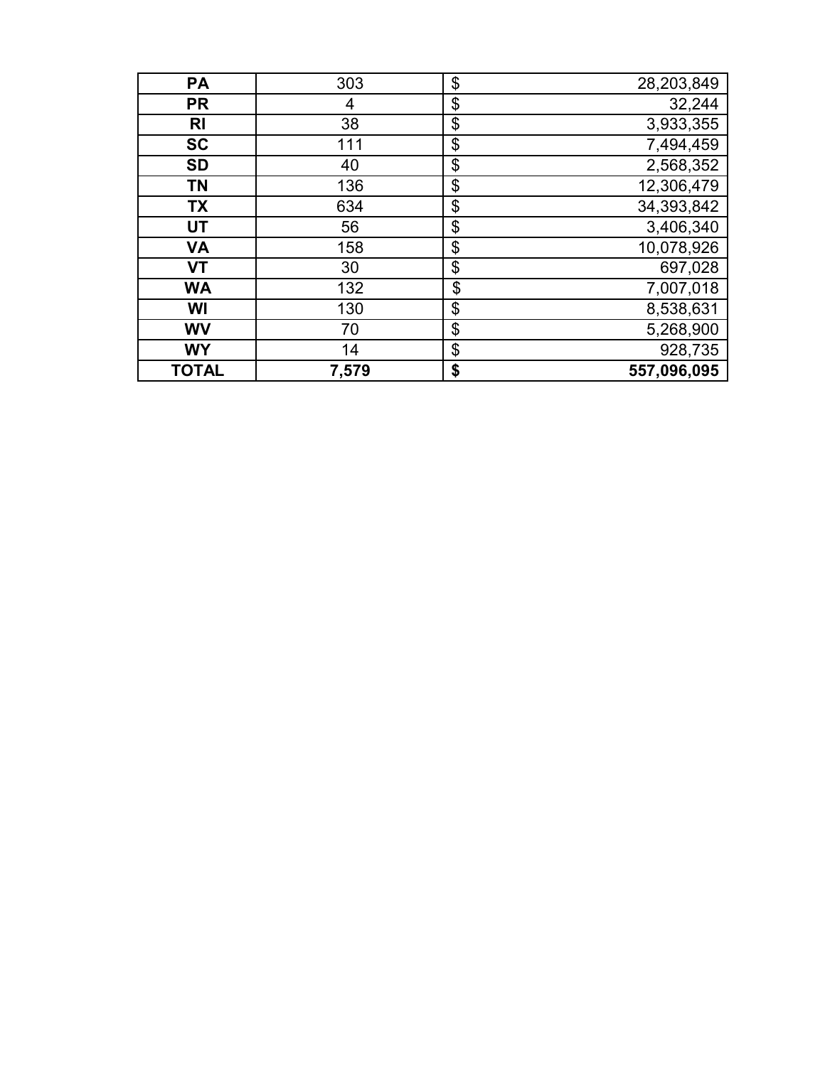| | | | |
|---|---|---|---|
| **PA** | 303 | $ | 28,203,849 |
| **PR** | 4 | $ | 32,244 |
| **RI** | 38 | $ | 3,933,355 |
| **SC** | 111 | $ | 7,494,459 |
| **SD** | 40 | $ | 2,568,352 |
| **TN** | 136 | $ | 12,306,479 |
| **TX** | 634 | $ | 34,393,842 |
| **UT** | 56 | $ | 3,406,340 |
| **VA** | 158 | $ | 10,078,926 |
| **VT** | 30 | $ | 697,028 |
| **WA** | 132 | $ | 7,007,018 |
| **WI** | 130 | $ | 8,538,631 |
| **WV** | 70 | $ | 5,268,900 |
| **WY** | 14 | $ | 928,735 |
| **TOTAL** | **7,579** | **$** | **557,096,095** |